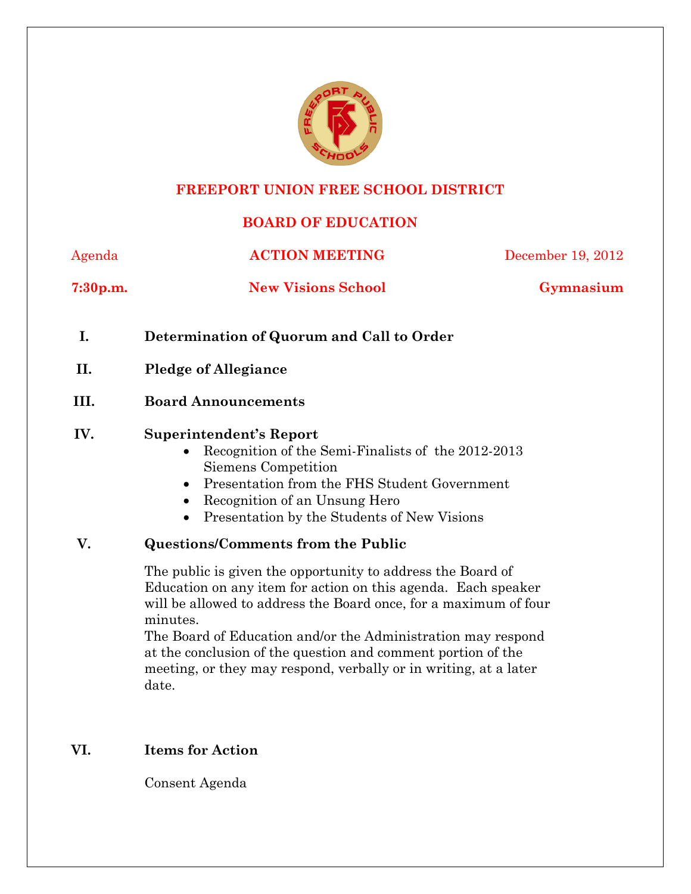# FREEPORT UNION FREE SCHOOL DISTRICT

## BOARD OF EDUCATION

Agenda | **ACTION MEETING** | December 19, 2012

**7:30p.m.** | **New Visions School** | **Gymnasium**

**I. Determination of Quorum and Call to Order**

**II. Pledge of Allegiance**

**III. Board Announcements**

**IV. Superintendent's Report**

- Recognition of the Semi-Finalists of the 2012-2013 Siemens Competition
- Presentation from the FHS Student Government
- Recognition of an Unsung Hero
- Presentation by the Students of New Visions

**V. Questions/Comments from the Public**

The public is given the opportunity to address the Board of Education on any item for action on this agenda. Each speaker will be allowed to address the Board once, for a maximum of four minutes.

The Board of Education and/or the Administration may respond at the conclusion of the question and comment portion of the meeting, or they may respond, verbally or in writing, at a later date.

**VI. Items for Action**

Consent Agenda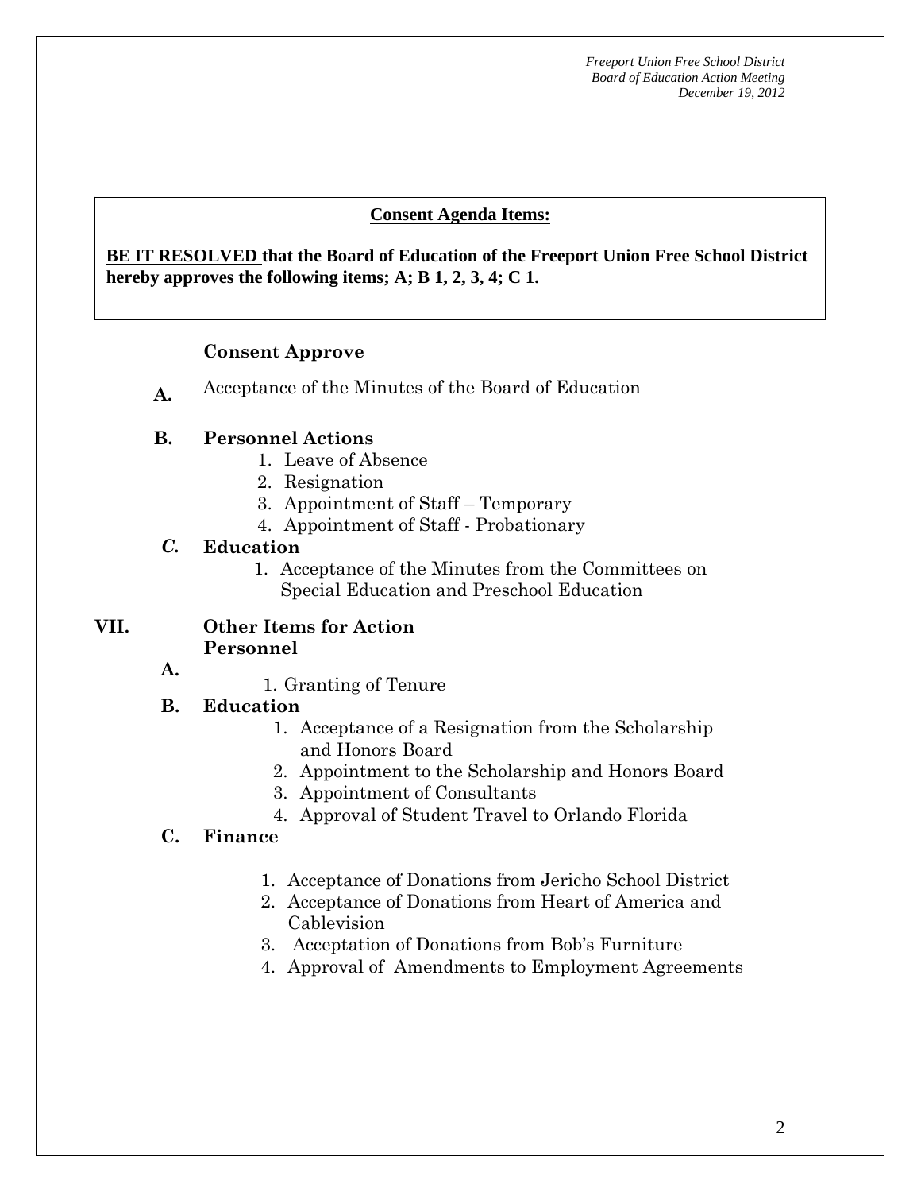**Consent Agenda Items:**

**BE IT RESOLVED that the Board of Education of the Freeport Union Free School District hereby approves the following items; A; B 1, 2, 3, 4; C 1.**

**Consent Approve**

**A.** Acceptance of the Minutes of the Board of Education

**B. Personnel Actions**

1. Leave of Absence
2. Resignation
3. Appointment of Staff – Temporary
4. Appointment of Staff - Probationary

***C.*** **Education**

1. Acceptance of the Minutes from the Committees on Special Education and Preschool Education

## VII. Other Items for Action

**A. Personnel**

1. Granting of Tenure

**B. Education**

1. Acceptance of a Resignation from the Scholarship and Honors Board
2. Appointment to the Scholarship and Honors Board
3. Appointment of Consultants
4. Approval of Student Travel to Orlando Florida

**C. Finance**

1. Acceptance of Donations from Jericho School District
2. Acceptance of Donations from Heart of America and Cablevision
3. Acceptation of Donations from Bob's Furniture
4. Approval of Amendments to Employment Agreements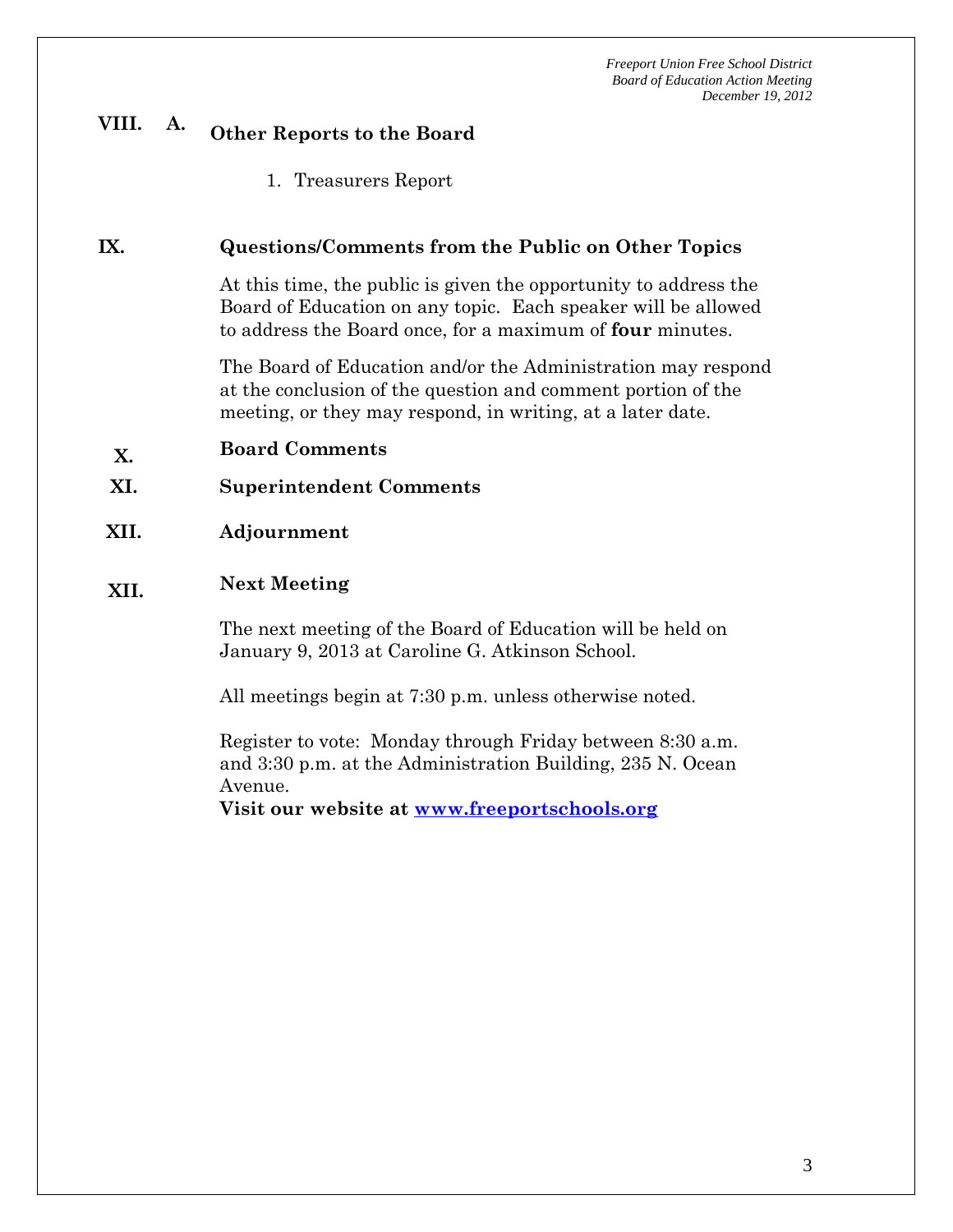## VIII. A. Other Reports to the Board

1. Treasurers Report

## IX. Questions/Comments from the Public on Other Topics

At this time, the public is given the opportunity to address the Board of Education on any topic. Each speaker will be allowed to address the Board once, for a maximum of **four** minutes.

The Board of Education and/or the Administration may respond at the conclusion of the question and comment portion of the meeting, or they may respond, in writing, at a later date.

## X. Board Comments

## XI. Superintendent Comments

## XII. Adjournment

## XII. Next Meeting

The next meeting of the Board of Education will be held on January 9, 2013 at Caroline G. Atkinson School.

All meetings begin at 7:30 p.m. unless otherwise noted.

Register to vote: Monday through Friday between 8:30 a.m. and 3:30 p.m. at the Administration Building, 235 N. Ocean Avenue.

**Visit our website at [www.freeportschools.org](http://www.freeportschools.org)**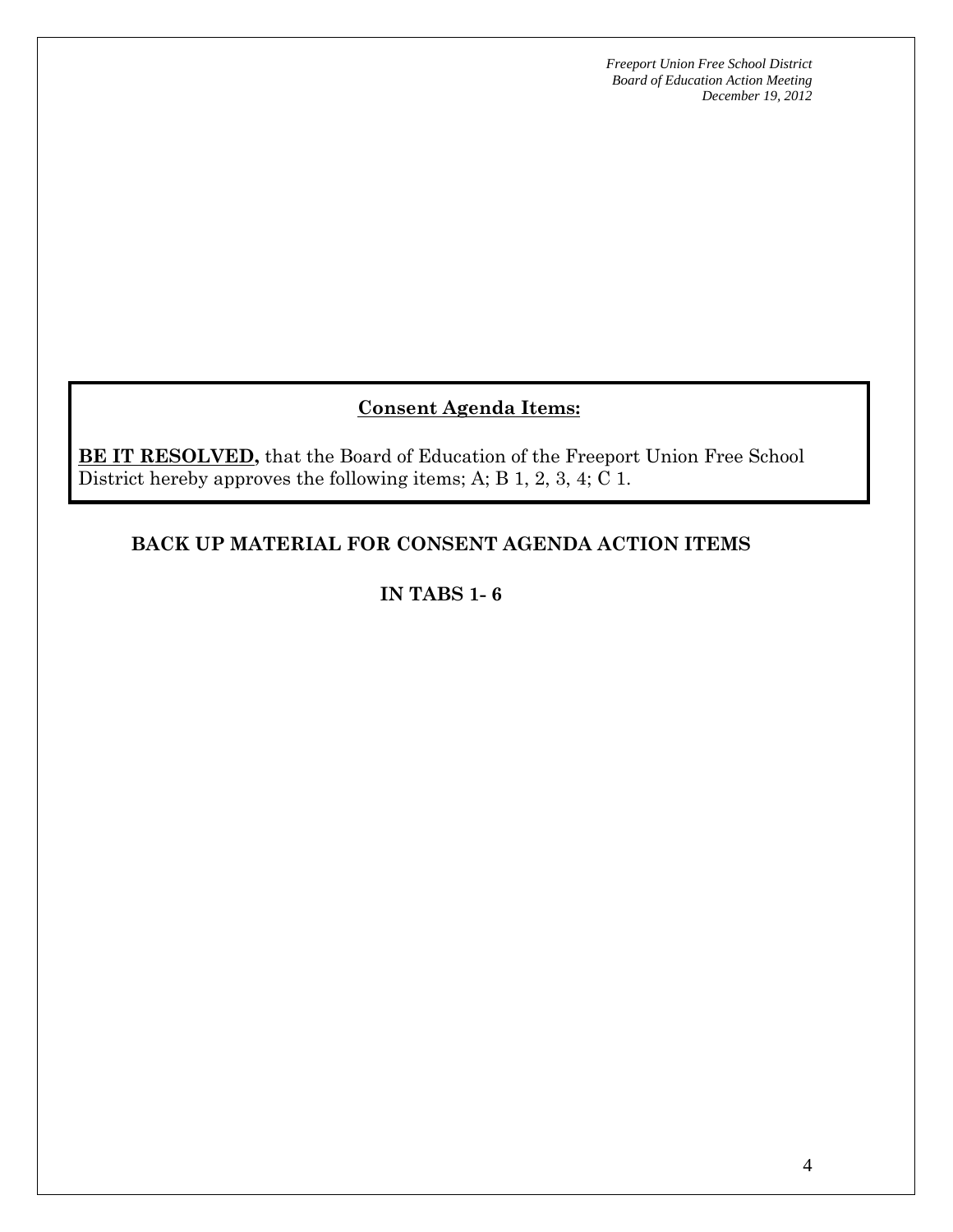**Consent Agenda Items:**

**BE IT RESOLVED,** that the Board of Education of the Freeport Union Free School District hereby approves the following items; A; B 1, 2, 3, 4; C 1.

**BACK UP MATERIAL FOR CONSENT AGENDA ACTION ITEMS**

**IN TABS 1- 6**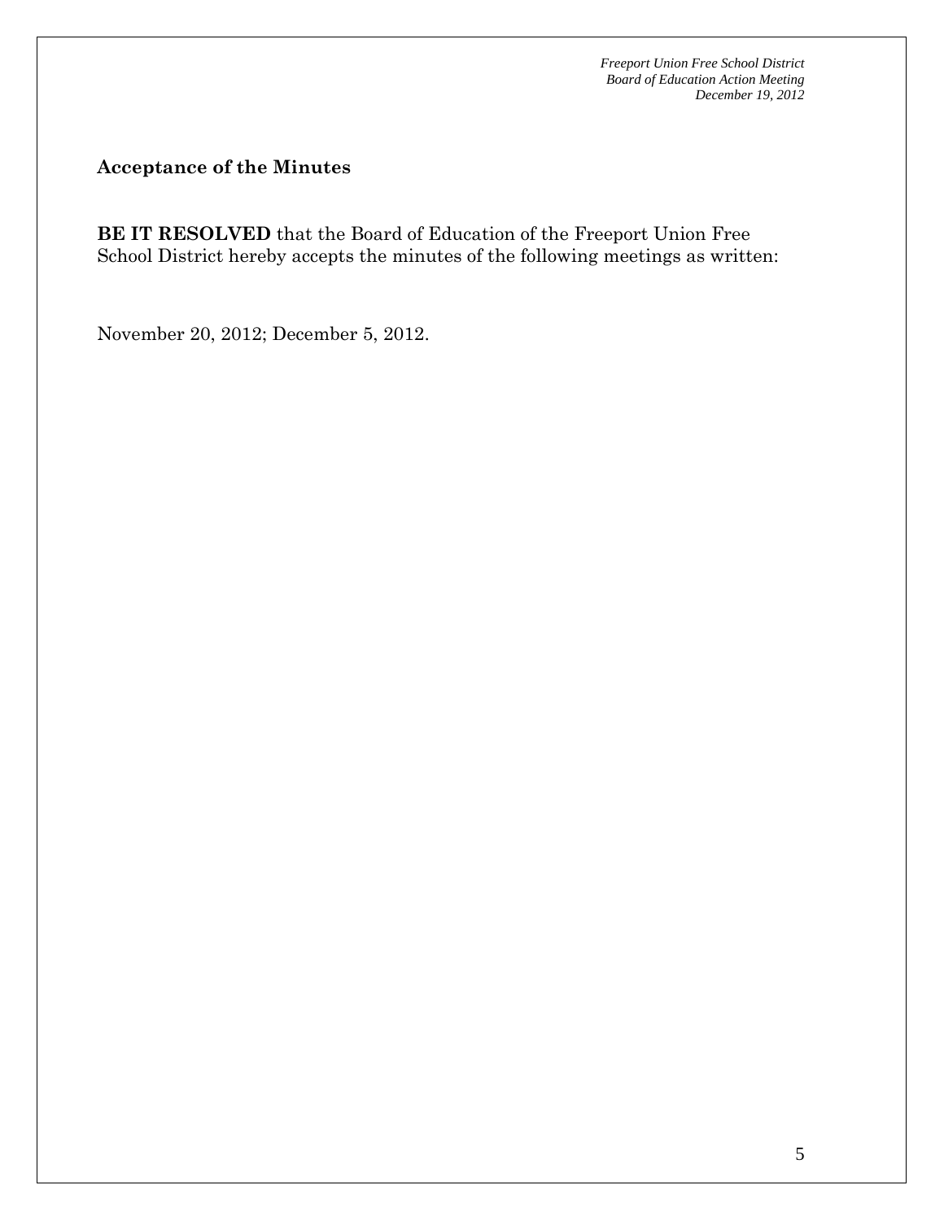## Acceptance of the Minutes

**BE IT RESOLVED** that the Board of Education of the Freeport Union Free School District hereby accepts the minutes of the following meetings as written:

November 20, 2012; December 5, 2012.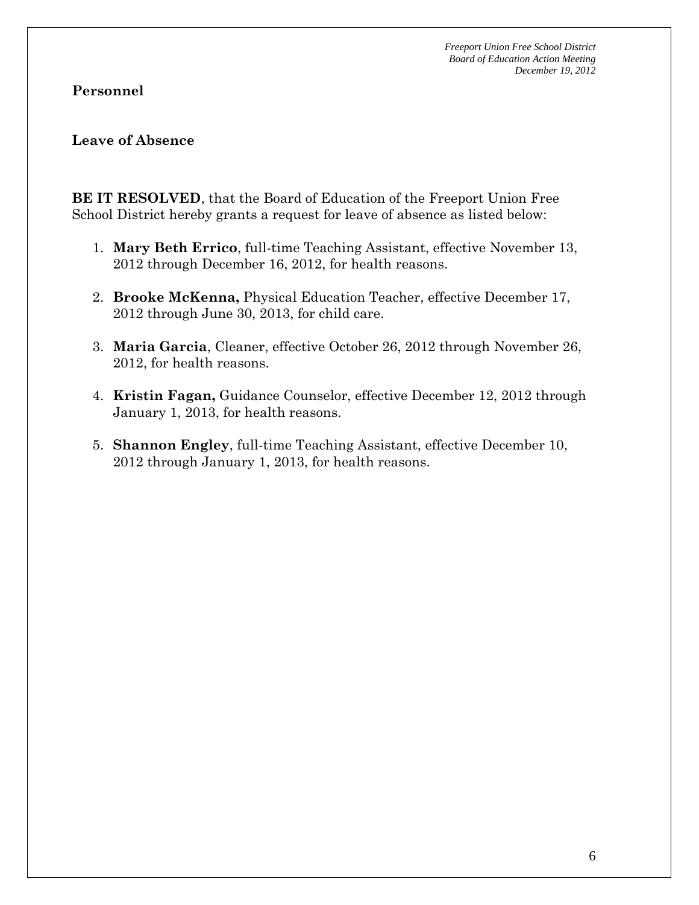**Personnel**

**Leave of Absence**

**BE IT RESOLVED**, that the Board of Education of the Freeport Union Free School District hereby grants a request for leave of absence as listed below:

1. **Mary Beth Errico**, full-time Teaching Assistant, effective November 13, 2012 through December 16, 2012, for health reasons.

2. **Brooke McKenna,** Physical Education Teacher, effective December 17, 2012 through June 30, 2013, for child care.

3. **Maria Garcia**, Cleaner, effective October 26, 2012 through November 26, 2012, for health reasons.

4. **Kristin Fagan,** Guidance Counselor, effective December 12, 2012 through January 1, 2013, for health reasons.

5. **Shannon Engley**, full-time Teaching Assistant, effective December 10, 2012 through January 1, 2013, for health reasons.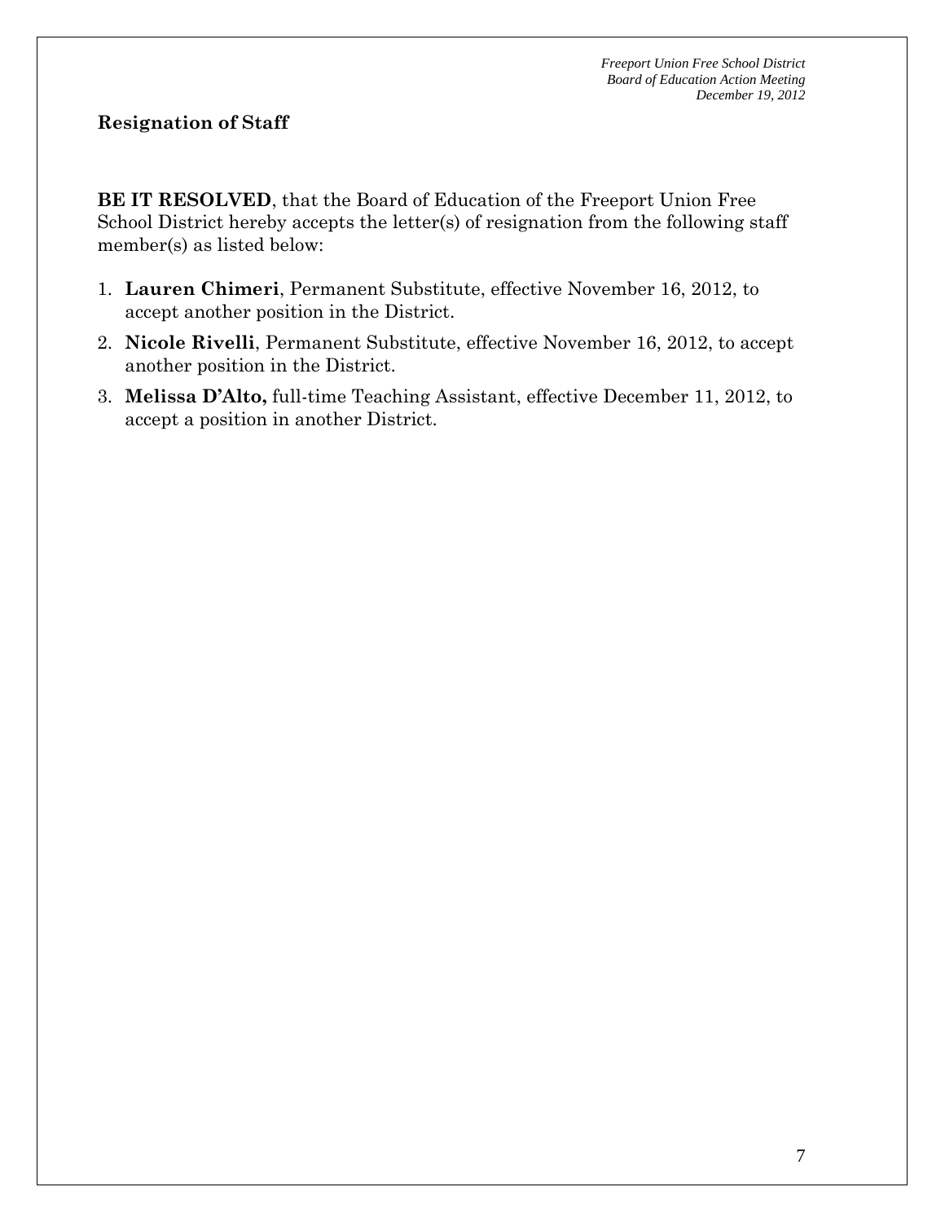## Resignation of Staff

**BE IT RESOLVED**, that the Board of Education of the Freeport Union Free School District hereby accepts the letter(s) of resignation from the following staff member(s) as listed below:

1. **Lauren Chimeri**, Permanent Substitute, effective November 16, 2012, to accept another position in the District.
2. **Nicole Rivelli**, Permanent Substitute, effective November 16, 2012, to accept another position in the District.
3. **Melissa D'Alto,** full-time Teaching Assistant, effective December 11, 2012, to accept a position in another District.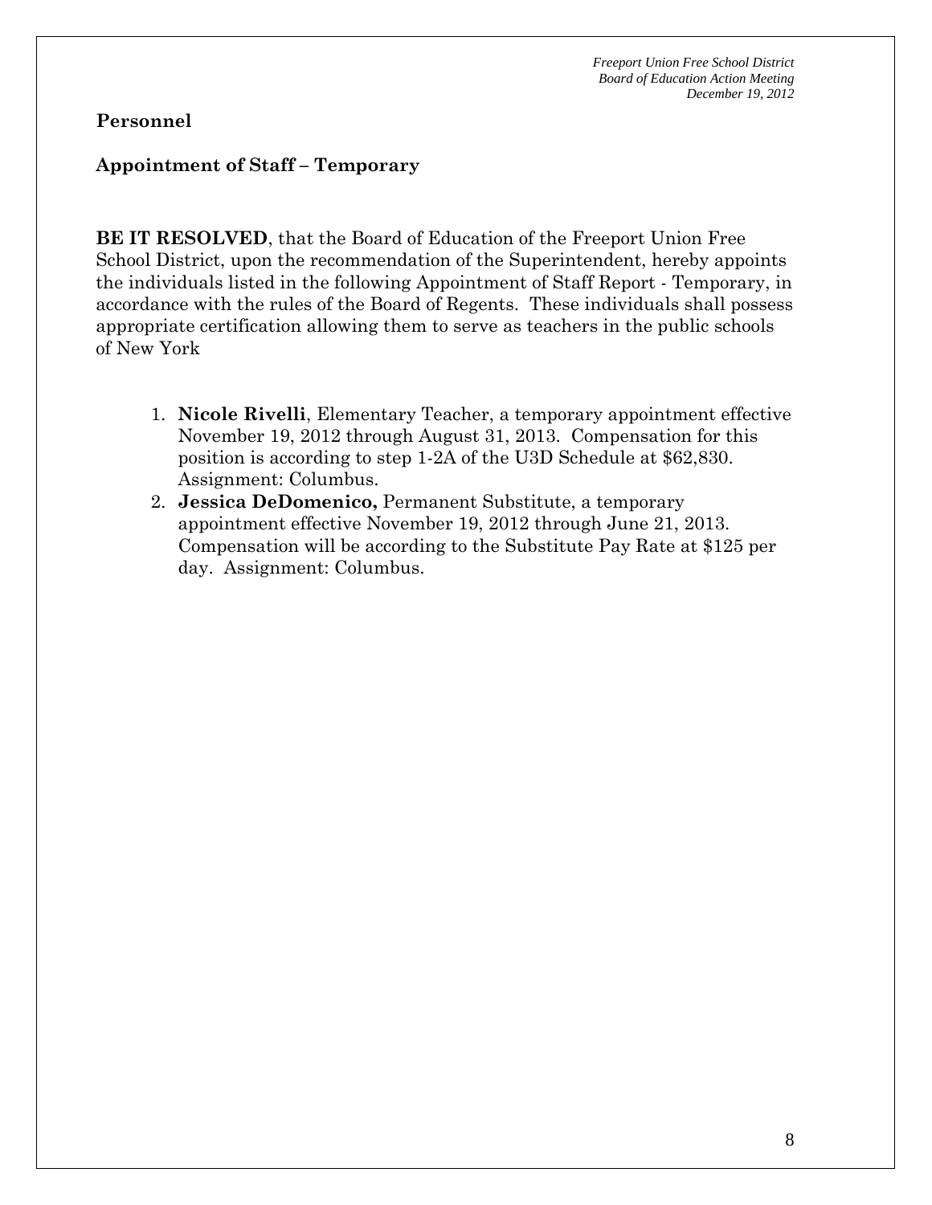**Personnel**

**Appointment of Staff – Temporary**

**BE IT RESOLVED**, that the Board of Education of the Freeport Union Free School District, upon the recommendation of the Superintendent, hereby appoints the individuals listed in the following Appointment of Staff Report - Temporary, in accordance with the rules of the Board of Regents. These individuals shall possess appropriate certification allowing them to serve as teachers in the public schools of New York

1. **Nicole Rivelli**, Elementary Teacher, a temporary appointment effective November 19, 2012 through August 31, 2013. Compensation for this position is according to step 1-2A of the U3D Schedule at $62,830. Assignment: Columbus.
2. **Jessica DeDomenico,** Permanent Substitute, a temporary appointment effective November 19, 2012 through June 21, 2013. Compensation will be according to the Substitute Pay Rate at $125 per day. Assignment: Columbus.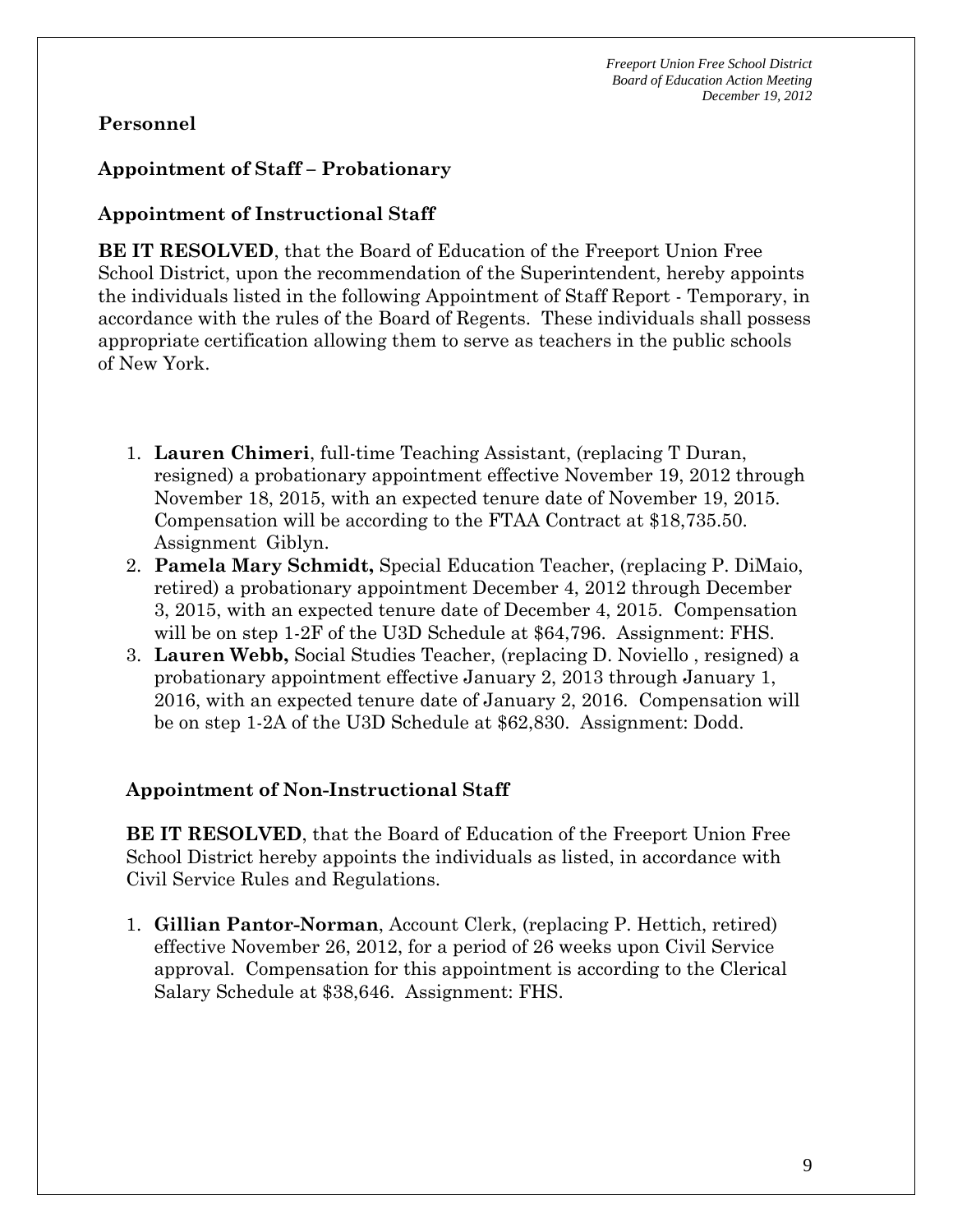## Personnel

### Appointment of Staff – Probationary

### Appointment of Instructional Staff

**BE IT RESOLVED**, that the Board of Education of the Freeport Union Free School District, upon the recommendation of the Superintendent, hereby appoints the individuals listed in the following Appointment of Staff Report - Temporary, in accordance with the rules of the Board of Regents. These individuals shall possess appropriate certification allowing them to serve as teachers in the public schools of New York.

1. **Lauren Chimeri**, full-time Teaching Assistant, (replacing T Duran, resigned) a probationary appointment effective November 19, 2012 through November 18, 2015, with an expected tenure date of November 19, 2015. Compensation will be according to the FTAA Contract at $18,735.50. Assignment Giblyn.
2. **Pamela Mary Schmidt,** Special Education Teacher, (replacing P. DiMaio, retired) a probationary appointment December 4, 2012 through December 3, 2015, with an expected tenure date of December 4, 2015. Compensation will be on step 1-2F of the U3D Schedule at $64,796. Assignment: FHS.
3. **Lauren Webb,** Social Studies Teacher, (replacing D. Noviello , resigned) a probationary appointment effective January 2, 2013 through January 1, 2016, with an expected tenure date of January 2, 2016. Compensation will be on step 1-2A of the U3D Schedule at $62,830. Assignment: Dodd.

### Appointment of Non-Instructional Staff

**BE IT RESOLVED**, that the Board of Education of the Freeport Union Free School District hereby appoints the individuals as listed, in accordance with Civil Service Rules and Regulations.

1. **Gillian Pantor-Norman**, Account Clerk, (replacing P. Hettich, retired) effective November 26, 2012, for a period of 26 weeks upon Civil Service approval. Compensation for this appointment is according to the Clerical Salary Schedule at $38,646. Assignment: FHS.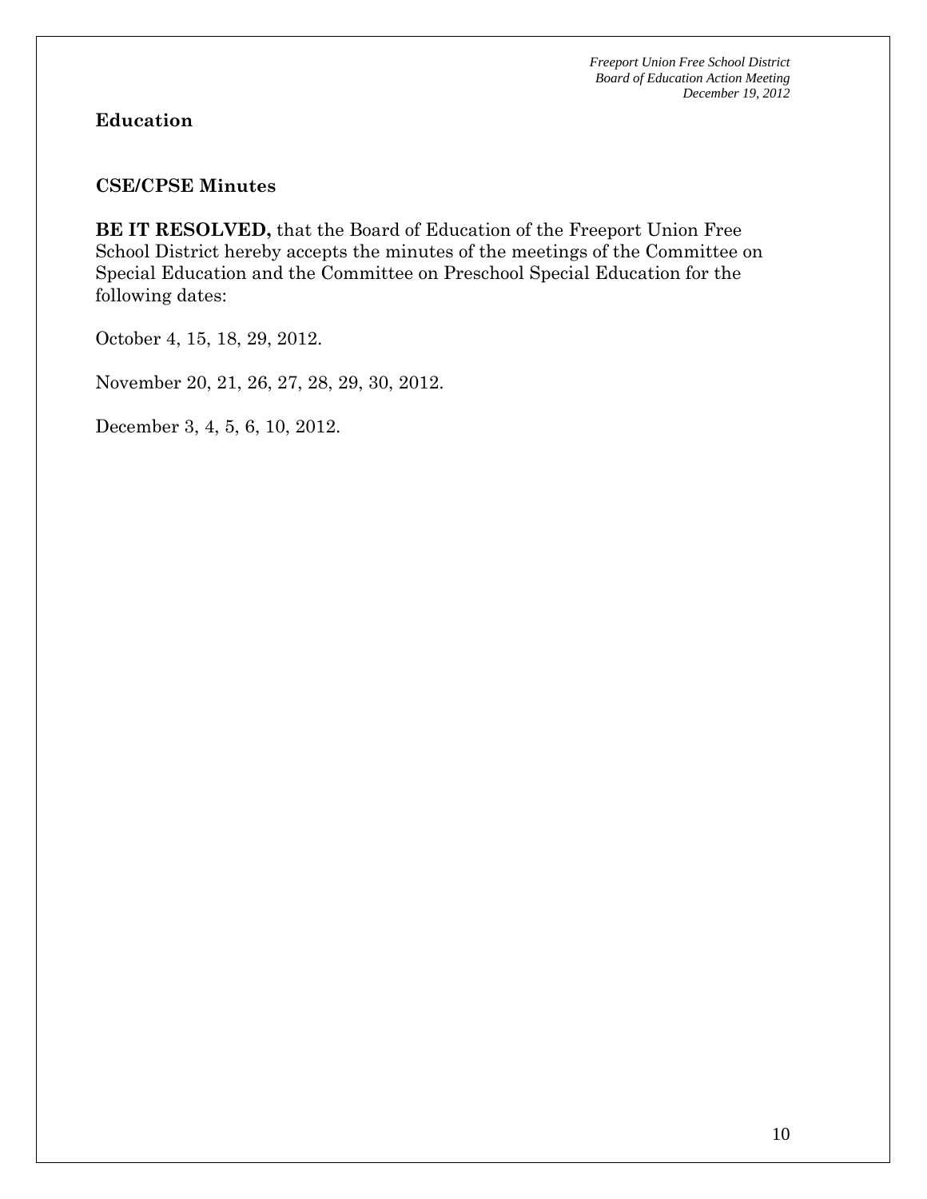**Education**

**CSE/CPSE Minutes**

**BE IT RESOLVED,** that the Board of Education of the Freeport Union Free School District hereby accepts the minutes of the meetings of the Committee on Special Education and the Committee on Preschool Special Education for the following dates:

October 4, 15, 18, 29, 2012.

November 20, 21, 26, 27, 28, 29, 30, 2012.

December 3, 4, 5, 6, 10, 2012.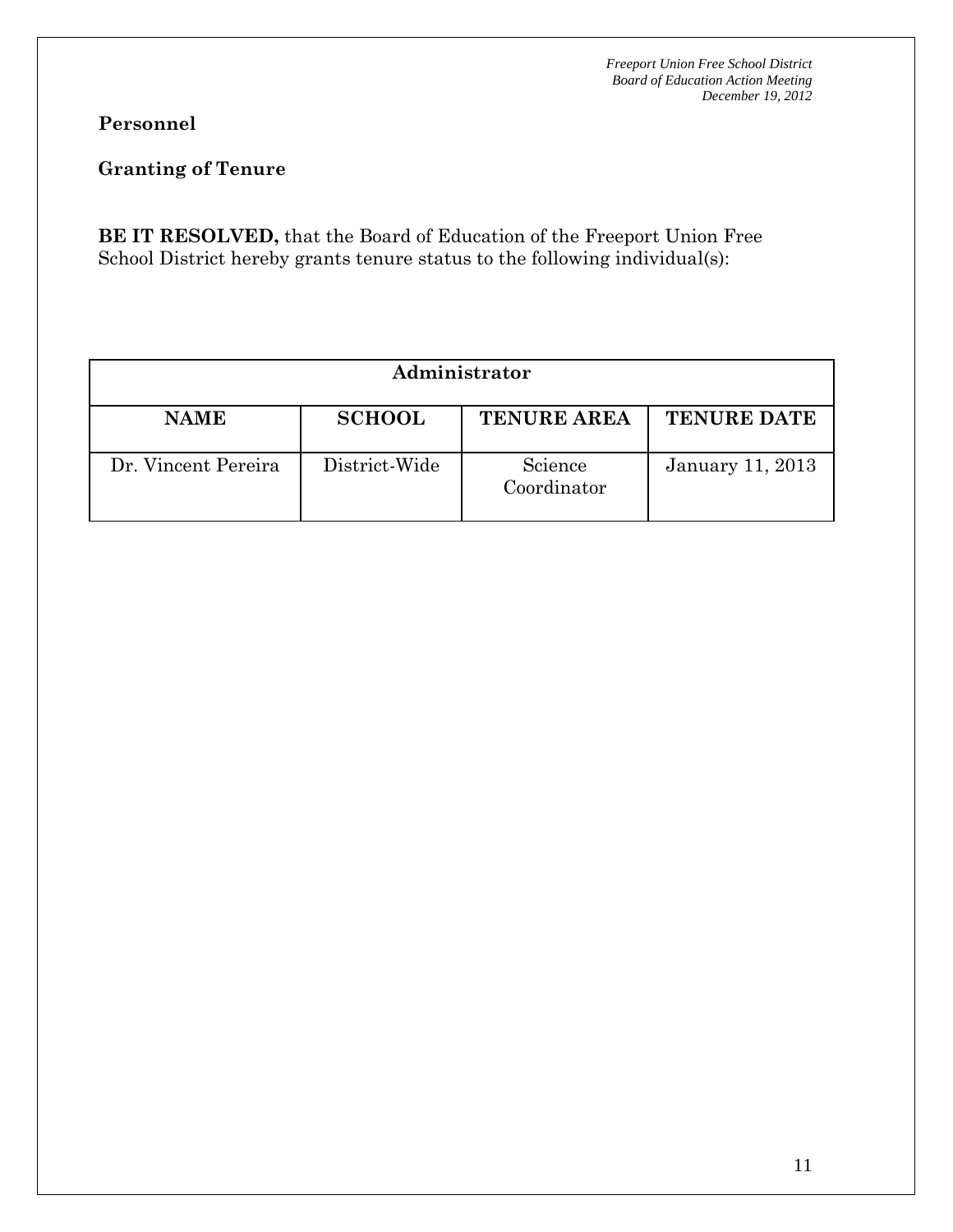**Personnel**

**Granting of Tenure**

**BE IT RESOLVED,** that the Board of Education of the Freeport Union Free School District hereby grants tenure status to the following individual(s):

| Administrator | | | |
|---|---|---|---|
| **NAME** | **SCHOOL** | **TENURE AREA** | **TENURE DATE** |
| Dr. Vincent Pereira | District-Wide | Science Coordinator | January 11, 2013 |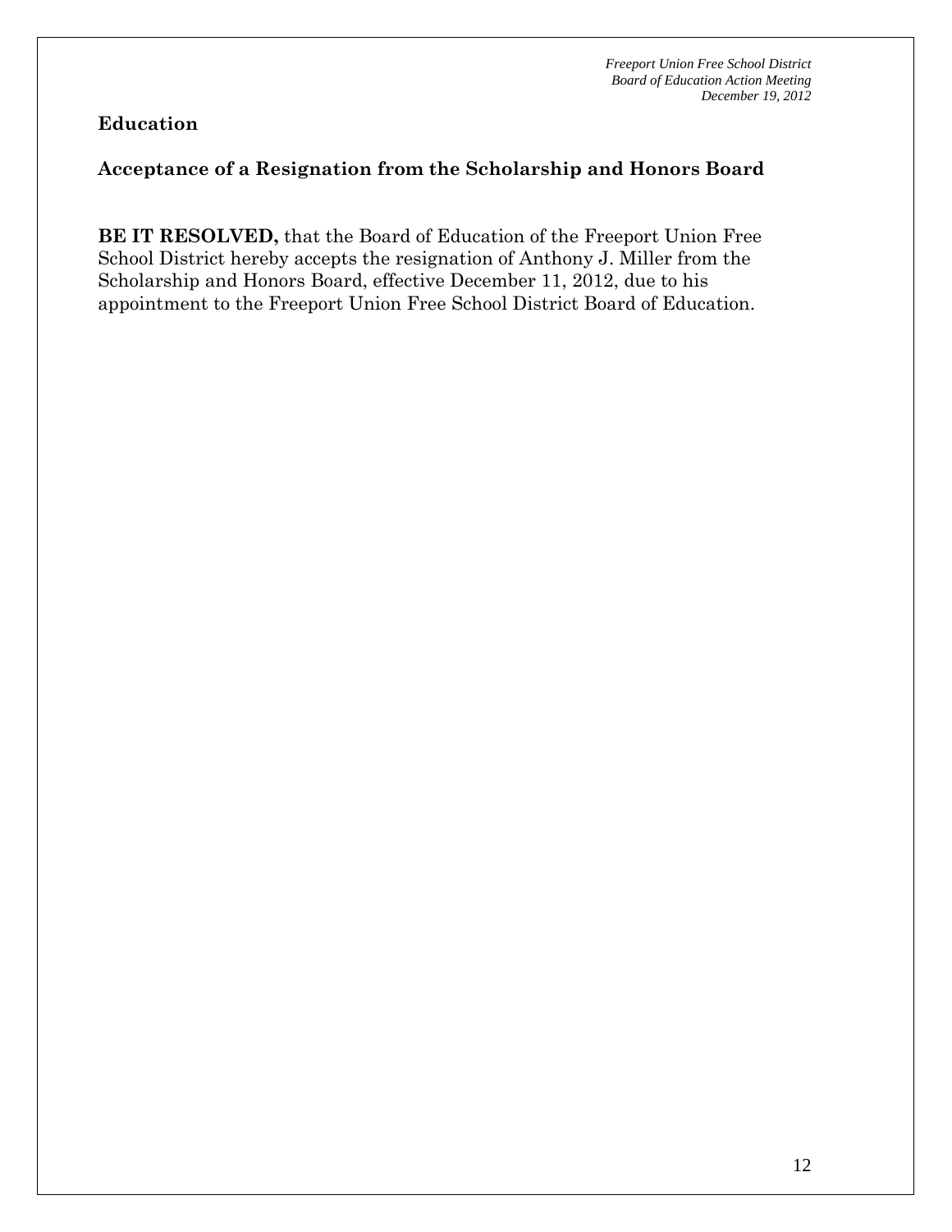## Education

### Acceptance of a Resignation from the Scholarship and Honors Board

**BE IT RESOLVED,** that the Board of Education of the Freeport Union Free School District hereby accepts the resignation of Anthony J. Miller from the Scholarship and Honors Board, effective December 11, 2012, due to his appointment to the Freeport Union Free School District Board of Education.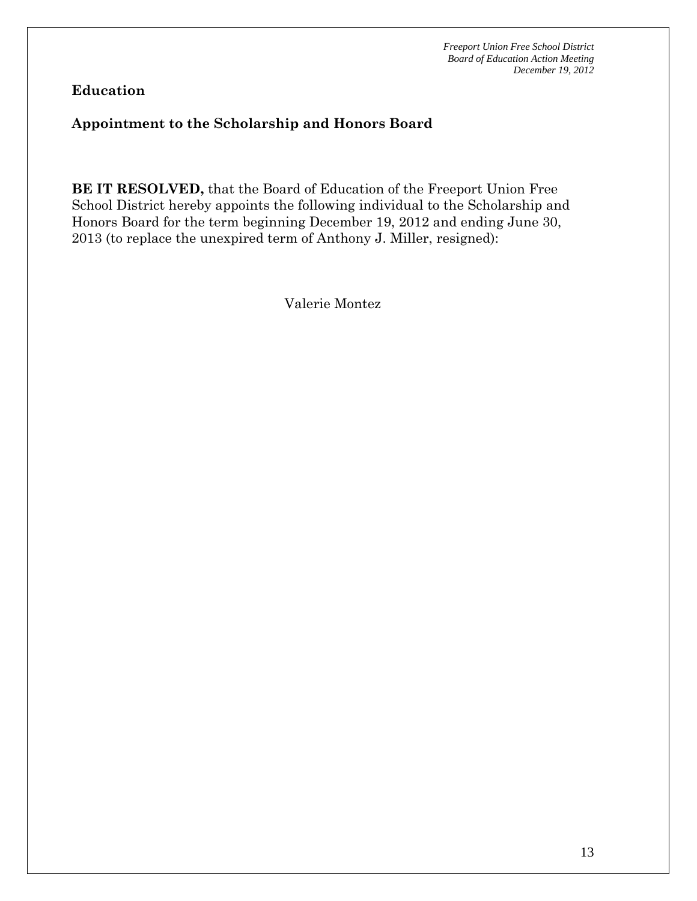**Education**

**Appointment to the Scholarship and Honors Board**

**BE IT RESOLVED,** that the Board of Education of the Freeport Union Free School District hereby appoints the following individual to the Scholarship and Honors Board for the term beginning December 19, 2012 and ending June 30, 2013 (to replace the unexpired term of Anthony J. Miller, resigned):

Valerie Montez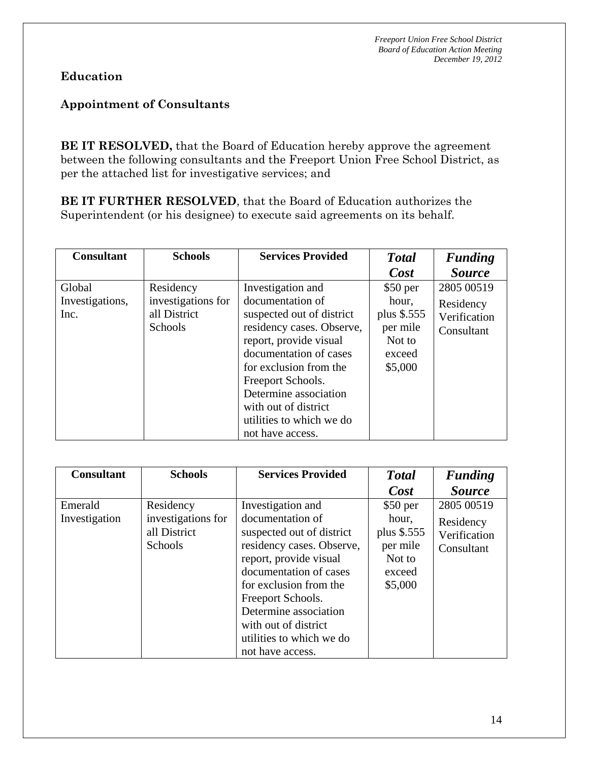**Education**

**Appointment of Consultants**

**BE IT RESOLVED,** that the Board of Education hereby approve the agreement between the following consultants and the Freeport Union Free School District, as per the attached list for investigative services; and

**BE IT FURTHER RESOLVED**, that the Board of Education authorizes the Superintendent (or his designee) to execute said agreements on its behalf.

| Consultant | Schools | Services Provided | *Total Cost* | *Funding Source* |
|---|---|---|---|---|
| Global Investigations, Inc. | Residency investigations for all District Schools | Investigation and documentation of suspected out of district residency cases. Observe, report, provide visual documentation of cases for exclusion from the Freeport Schools. Determine association with out of district utilities to which we do not have access. | $50 per hour, plus $.555 per mile Not to exceed $5,000 | 2805 00519 Residency Verification Consultant |

| Consultant | Schools | Services Provided | *Total Cost* | *Funding Source* |
|---|---|---|---|---|
| Emerald Investigation | Residency investigations for all District Schools | Investigation and documentation of suspected out of district residency cases. Observe, report, provide visual documentation of cases for exclusion from the Freeport Schools. Determine association with out of district utilities to which we do not have access. | $50 per hour, plus $.555 per mile Not to exceed $5,000 | 2805 00519 Residency Verification Consultant |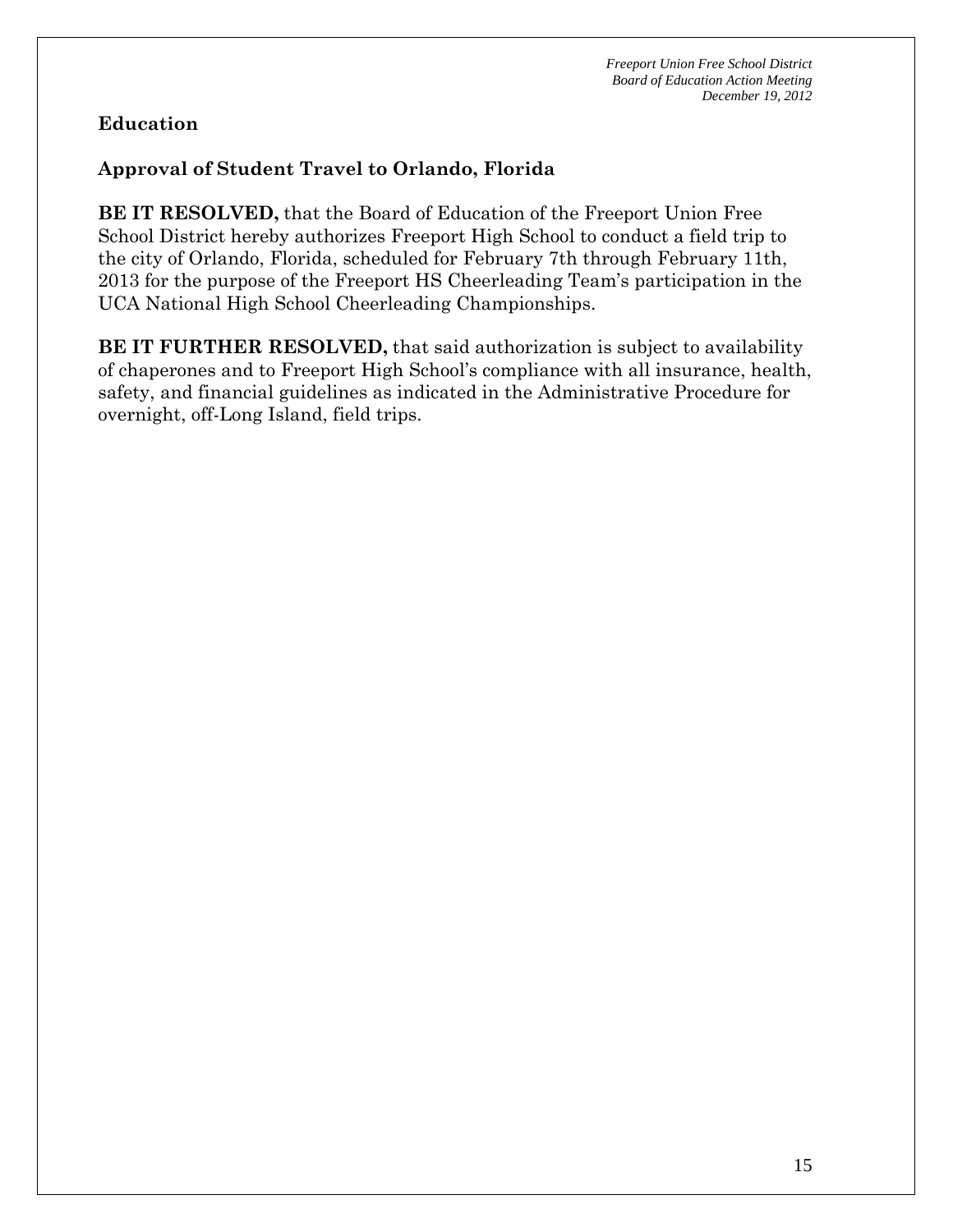## Education

### Approval of Student Travel to Orlando, Florida

**BE IT RESOLVED,** that the Board of Education of the Freeport Union Free School District hereby authorizes Freeport High School to conduct a field trip to the city of Orlando, Florida, scheduled for February 7th through February 11th, 2013 for the purpose of the Freeport HS Cheerleading Team's participation in the UCA National High School Cheerleading Championships.

**BE IT FURTHER RESOLVED,** that said authorization is subject to availability of chaperones and to Freeport High School's compliance with all insurance, health, safety, and financial guidelines as indicated in the Administrative Procedure for overnight, off-Long Island, field trips.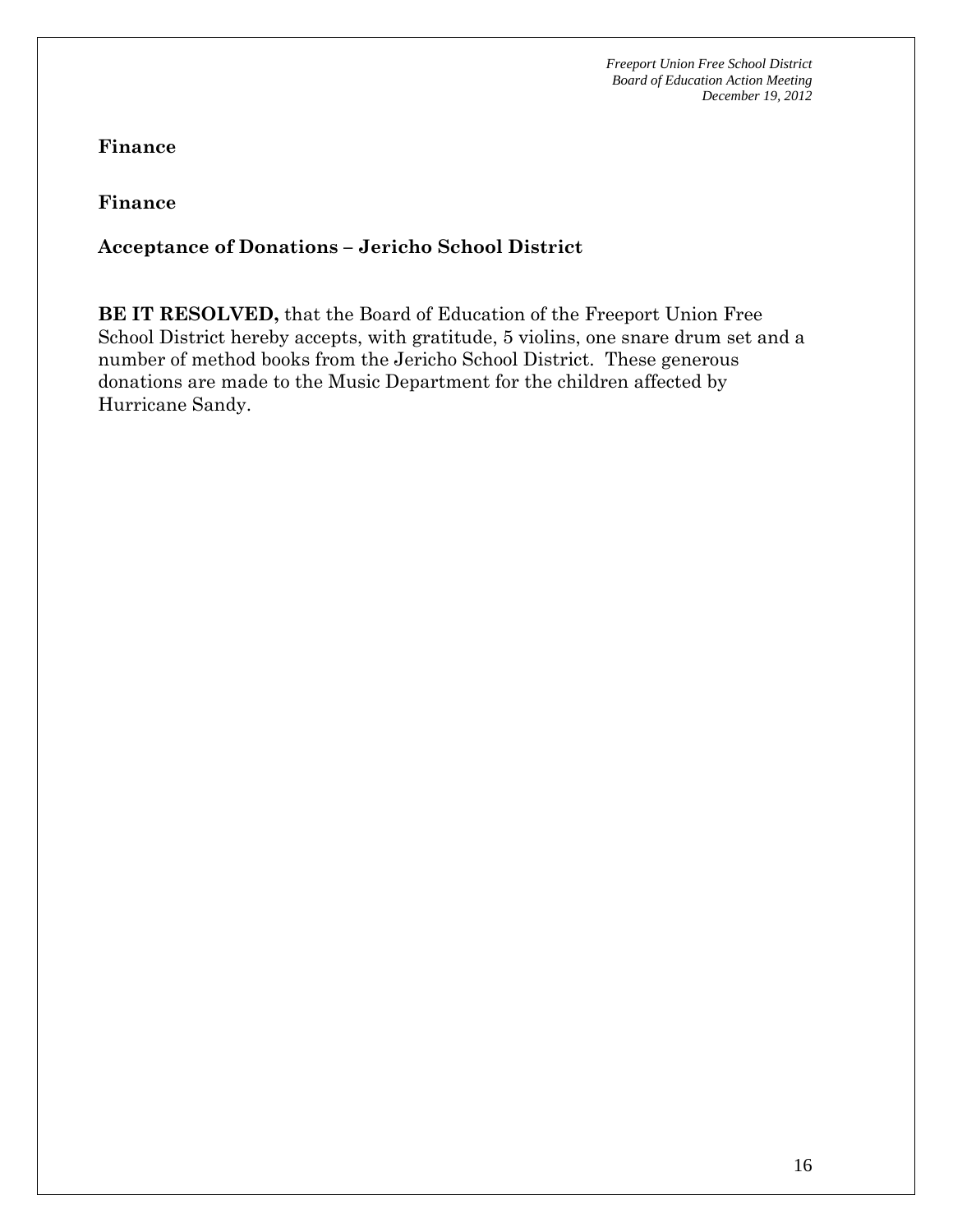**Finance**

**Finance**

**Acceptance of Donations – Jericho School District**

**BE IT RESOLVED,** that the Board of Education of the Freeport Union Free School District hereby accepts, with gratitude, 5 violins, one snare drum set and a number of method books from the Jericho School District. These generous donations are made to the Music Department for the children affected by Hurricane Sandy.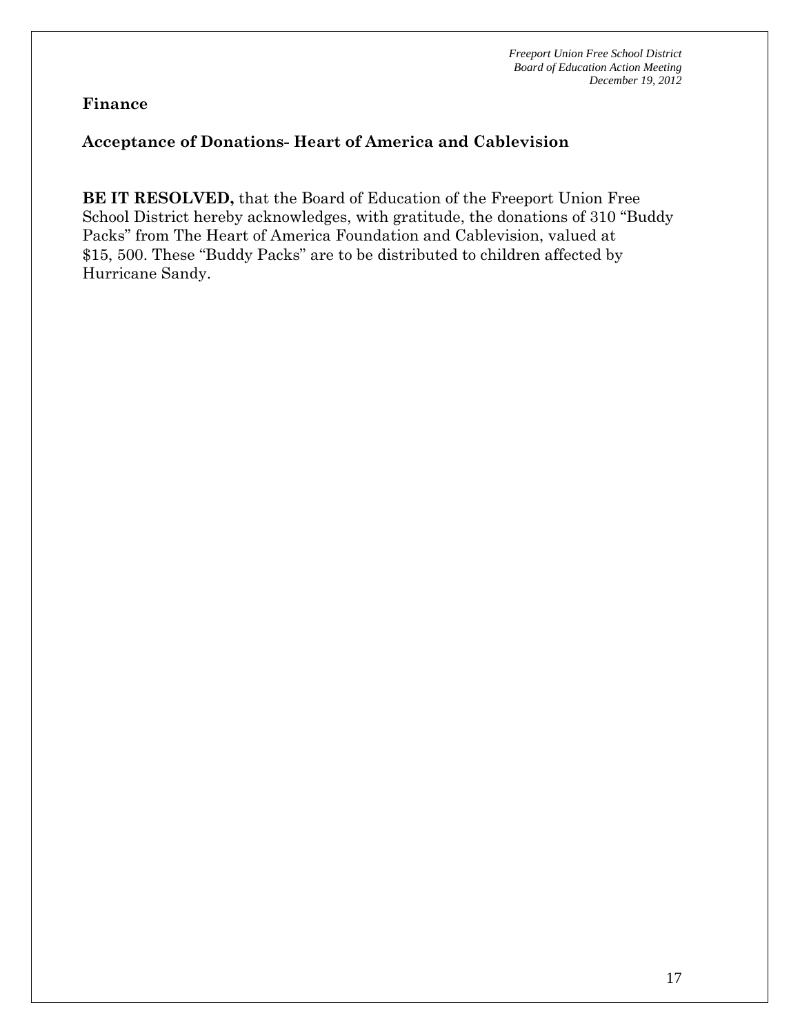**Finance**

**Acceptance of Donations- Heart of America and Cablevision**

**BE IT RESOLVED,** that the Board of Education of the Freeport Union Free School District hereby acknowledges, with gratitude, the donations of 310 "Buddy Packs" from The Heart of America Foundation and Cablevision, valued at $15, 500. These "Buddy Packs" are to be distributed to children affected by Hurricane Sandy.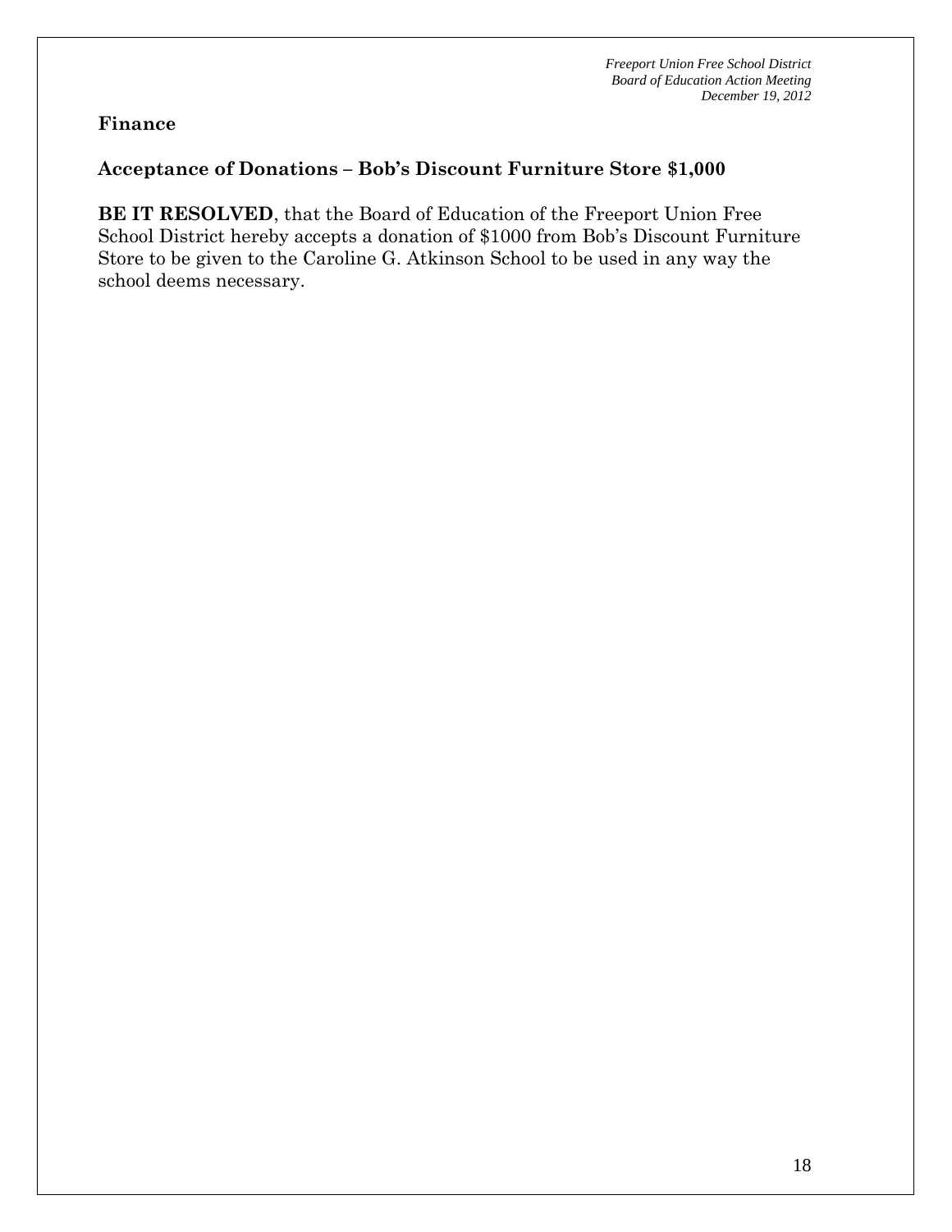## Finance

### Acceptance of Donations – Bob's Discount Furniture Store $1,000

**BE IT RESOLVED**, that the Board of Education of the Freeport Union Free School District hereby accepts a donation of $1000 from Bob's Discount Furniture Store to be given to the Caroline G. Atkinson School to be used in any way the school deems necessary.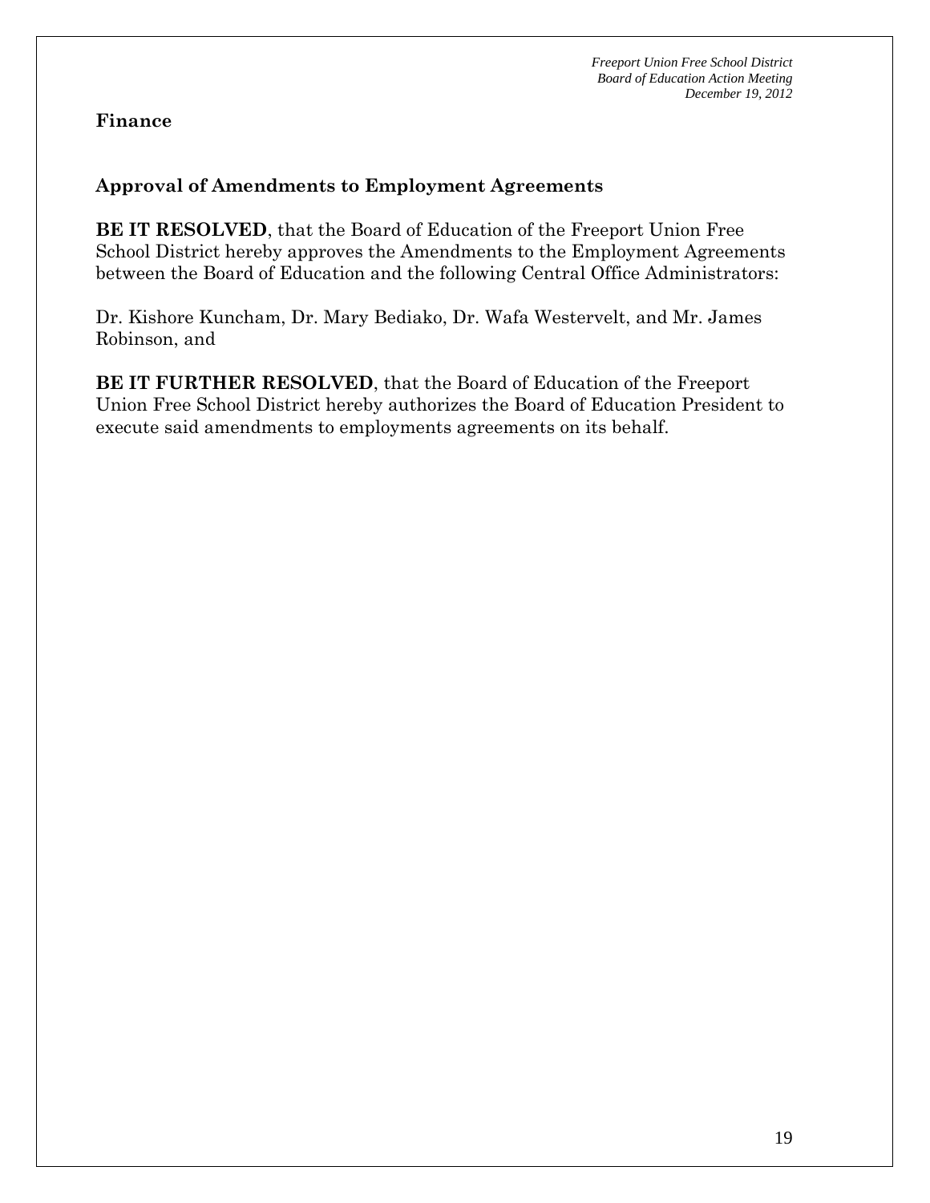## Finance

### Approval of Amendments to Employment Agreements

**BE IT RESOLVED**, that the Board of Education of the Freeport Union Free School District hereby approves the Amendments to the Employment Agreements between the Board of Education and the following Central Office Administrators:

Dr. Kishore Kuncham, Dr. Mary Bediako, Dr. Wafa Westervelt, and Mr. James Robinson, and

**BE IT FURTHER RESOLVED**, that the Board of Education of the Freeport Union Free School District hereby authorizes the Board of Education President to execute said amendments to employments agreements on its behalf.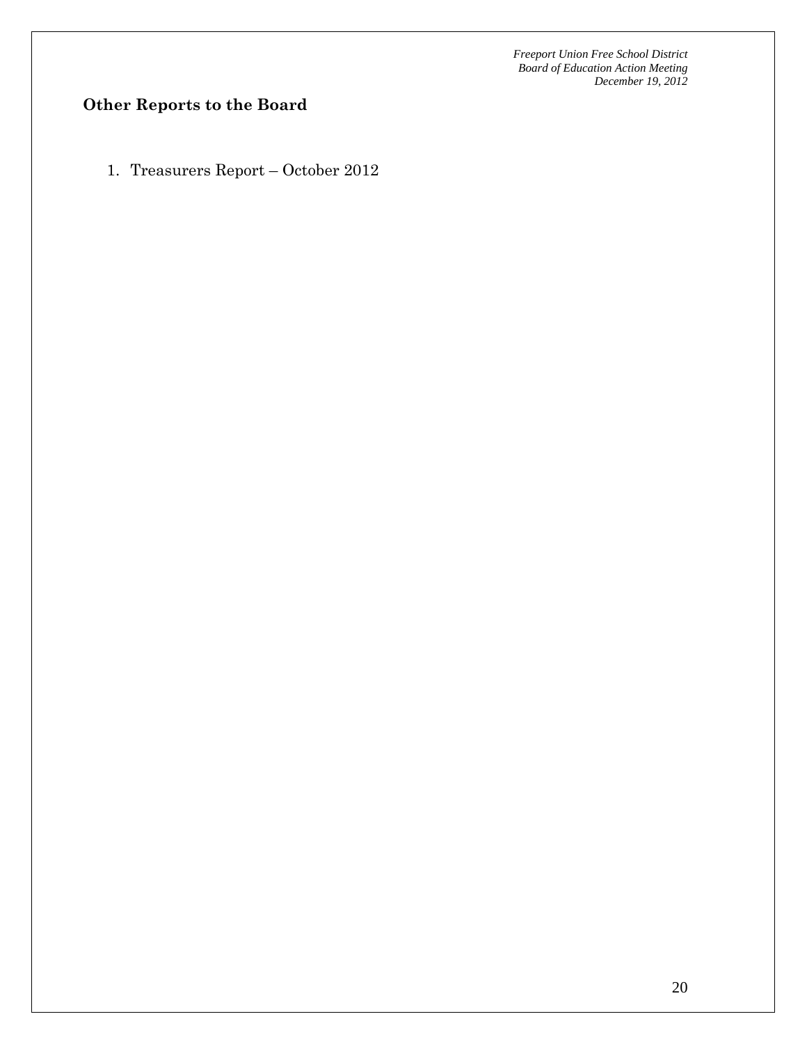## Other Reports to the Board

1. Treasurers Report – October 2012